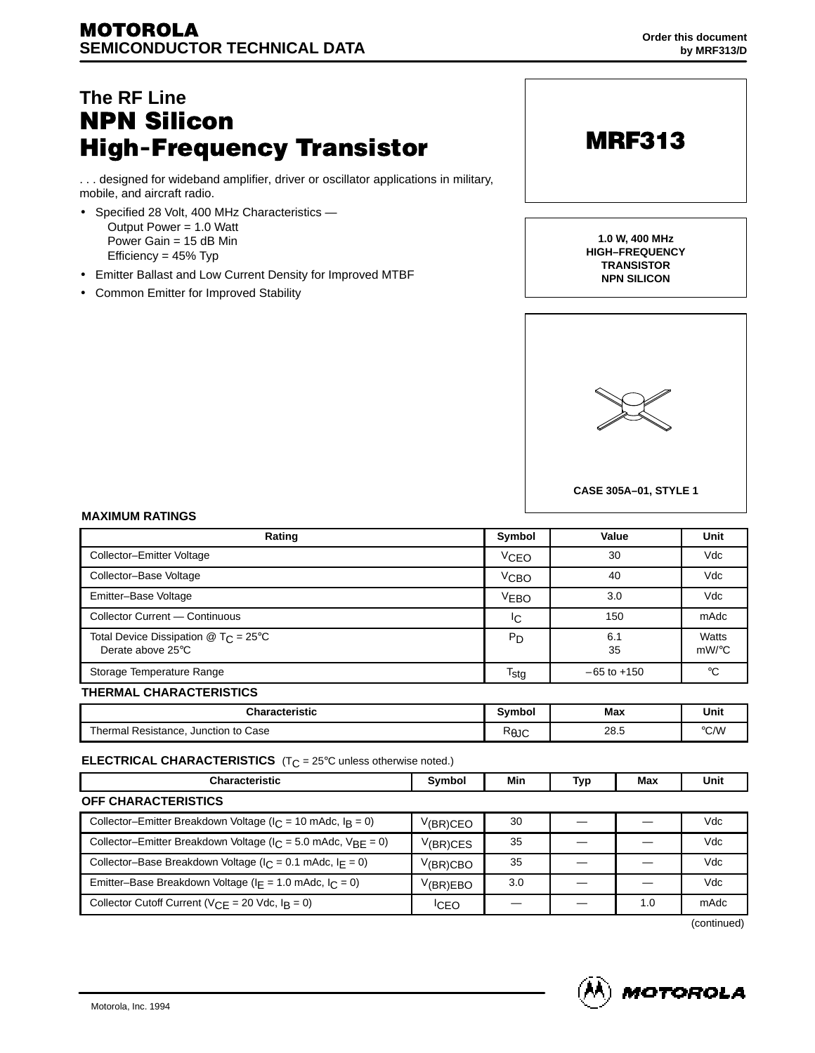# MOTOROLA
## SEMICONDUCTOR TECHNICAL DATA

Order this document by MRF313/D

## The RF Line
# NPN Silicon High-Frequency Transistor

**MRF313**

. . . designed for wideband amplifier, driver or oscillator applications in military, mobile, and aircraft radio.

- Specified 28 Volt, 400 MHz Characteristics —
  Output Power = 1.0 Watt
  Power Gain = 15 dB Min
  Efficiency = 45% Typ
- Emitter Ballast and Low Current Density for Improved MTBF
- Common Emitter for Improved Stability

**1.0 W, 400 MHz HIGH–FREQUENCY TRANSISTOR NPN SILICON**

**CASE 305A–01, STYLE 1**

### MAXIMUM RATINGS

| Rating | Symbol | Value | Unit |
|---|---|---|---|
| Collector–Emitter Voltage | $V_{CEO}$ | 30 | Vdc |
| Collector–Base Voltage | $V_{CBO}$ | 40 | Vdc |
| Emitter–Base Voltage | $V_{EBO}$ | 3.0 | Vdc |
| Collector Current — Continuous | $I_C$ | 150 | mAdc |
| Total Device Dissipation @ $T_C$ = 25°C<br>Derate above 25°C | $P_D$ | 6.1<br>35 | Watts<br>mW/°C |
| Storage Temperature Range | $T_{stg}$ | –65 to +150 | °C |

### THERMAL CHARACTERISTICS

| Characteristic | Symbol | Max | Unit |
|---|---|---|---|
| Thermal Resistance, Junction to Case | $R_{\theta JC}$ | 28.5 | °C/W |

### ELECTRICAL CHARACTERISTICS ($T_C$ = 25°C unless otherwise noted.)

| Characteristic | Symbol | Min | Typ | Max | Unit |
|---|---|---|---|---|---|
| **OFF CHARACTERISTICS** | | | | | |
| Collector–Emitter Breakdown Voltage ($I_C$ = 10 mAdc, $I_B$ = 0) | $V_{(BR)CEO}$ | 30 | — | — | Vdc |
| Collector–Emitter Breakdown Voltage ($I_C$ = 5.0 mAdc, $V_{BE}$ = 0) | $V_{(BR)CES}$ | 35 | — | — | Vdc |
| Collector–Base Breakdown Voltage ($I_C$ = 0.1 mAdc, $I_E$ = 0) | $V_{(BR)CBO}$ | 35 | — | — | Vdc |
| Emitter–Base Breakdown Voltage ($I_E$ = 1.0 mAdc, $I_C$ = 0) | $V_{(BR)EBO}$ | 3.0 | — | — | Vdc |
| Collector Cutoff Current ($V_{CE}$ = 20 Vdc, $I_B$ = 0) | $I_{CEO}$ | — | — | 1.0 | mAdc |

(continued)

Motorola, Inc. 1994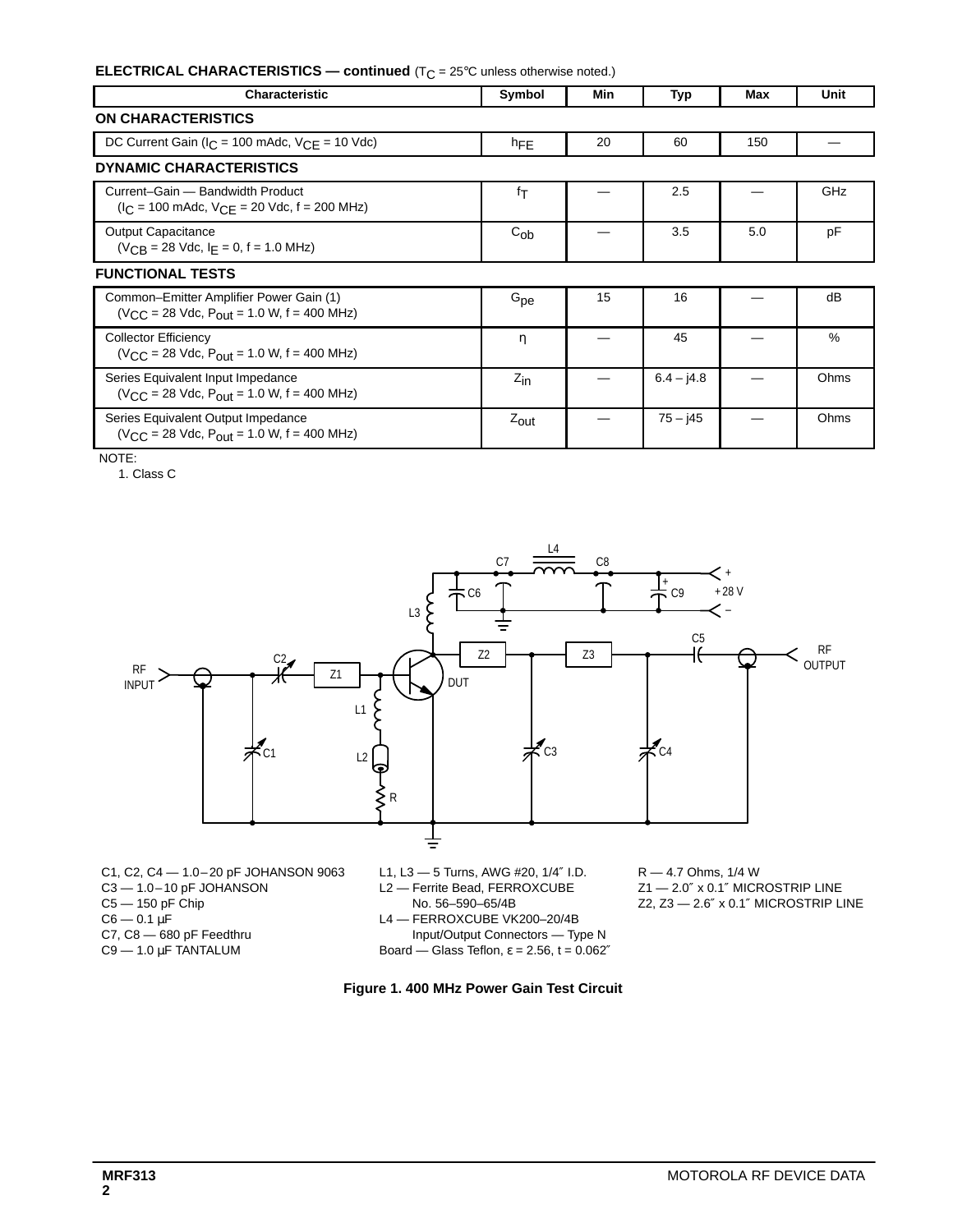**ELECTRICAL CHARACTERISTICS — continued** ($T_C$ = 25°C unless otherwise noted.)

| Characteristic | Symbol | Min | Typ | Max | Unit |
|---|---|---|---|---|---|
| **ON CHARACTERISTICS** | | | | | |
| DC Current Gain ($I_C$ = 100 mAdc, $V_{CE}$ = 10 Vdc) | $h_{FE}$ | 20 | 60 | 150 | — |
| **DYNAMIC CHARACTERISTICS** | | | | | |
| Current–Gain — Bandwidth Product ($I_C$ = 100 mAdc, $V_{CE}$ = 20 Vdc, f = 200 MHz) | $f_T$ | — | 2.5 | — | GHz |
| Output Capacitance ($V_{CB}$ = 28 Vdc, $I_E$ = 0, f = 1.0 MHz) | $C_{ob}$ | — | 3.5 | 5.0 | pF |
| **FUNCTIONAL TESTS** | | | | | |
| Common–Emitter Amplifier Power Gain (1) ($V_{CC}$ = 28 Vdc, $P_{out}$ = 1.0 W, f = 400 MHz) | $G_{pe}$ | 15 | 16 | — | dB |
| Collector Efficiency ($V_{CC}$ = 28 Vdc, $P_{out}$ = 1.0 W, f = 400 MHz) | η | — | 45 | — | % |
| Series Equivalent Input Impedance ($V_{CC}$ = 28 Vdc, $P_{out}$ = 1.0 W, f = 400 MHz) | $Z_{in}$ | — | 6.4 – j4.8 | — | Ohms |
| Series Equivalent Output Impedance ($V_{CC}$ = 28 Vdc, $P_{out}$ = 1.0 W, f = 400 MHz) | $Z_{out}$ | — | 75 – j45 | — | Ohms |

NOTE:
1. Class C

C1, C2, C4 — 1.0 – 20 pF JOHANSON 9063
C3 — 1.0 – 10 pF JOHANSON
C5 — 150 pF Chip
C6 — 0.1 µF
C7, C8 — 680 pF Feedthru
C9 — 1.0 µF TANTALUM

L1, L3 — 5 Turns, AWG #20, 1/4″ I.D.
L2 — Ferrite Bead, FERROXCUBE No. 56–590–65/4B
L4 — FERROXCUBE VK200–20/4B
Input/Output Connectors — Type N
Board — Glass Teflon, ε = 2.56, t = 0.062″

R — 4.7 Ohms, 1/4 W
Z1 — 2.0″ x 0.1″ MICROSTRIP LINE
Z2, Z3 — 2.6″ x 0.1″ MICROSTRIP LINE

**Figure 1. 400 MHz Power Gain Test Circuit**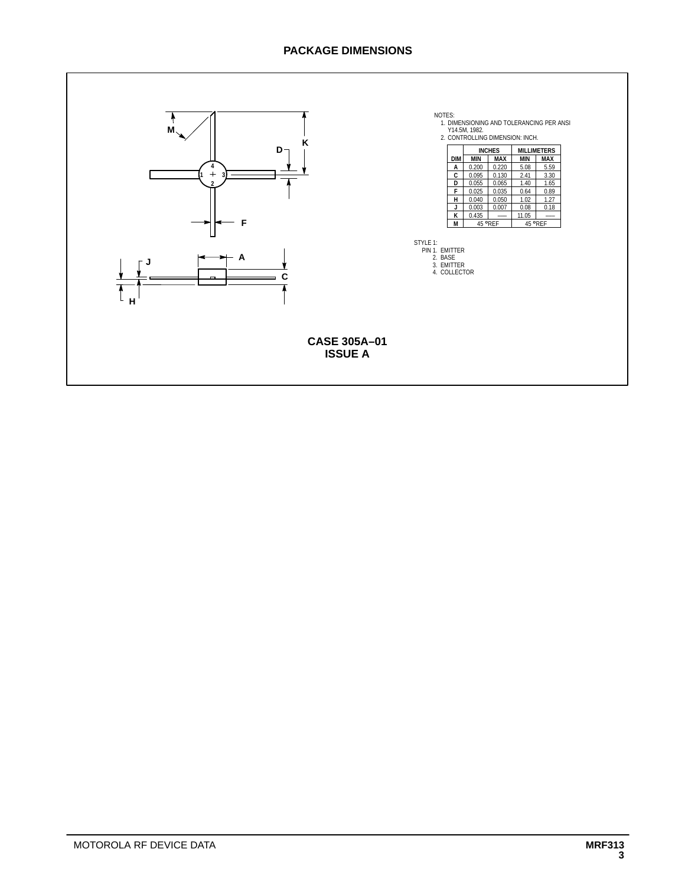## PACKAGE DIMENSIONS

NOTES:
1. DIMENSIONING AND TOLERANCING PER ANSI Y14.5M, 1982.
2. CONTROLLING DIMENSION: INCH.

| DIM | INCHES MIN | INCHES MAX | MILLIMETERS MIN | MILLIMETERS MAX |
|---|---|---|---|---|
| A | 0.200 | 0.220 | 5.08 | 5.59 |
| C | 0.095 | 0.130 | 2.41 | 3.30 |
| D | 0.055 | 0.065 | 1.40 | 1.65 |
| F | 0.025 | 0.035 | 0.64 | 0.89 |
| H | 0.040 | 0.050 | 1.02 | 1.27 |
| J | 0.003 | 0.007 | 0.08 | 0.18 |
| K | 0.435 | — | 11.05 | — |
| M | 45 °REF | | 45 °REF | |

STYLE 1:
PIN 1. EMITTER
2. BASE
3. EMITTER
4. COLLECTOR

**CASE 305A–01**
**ISSUE A**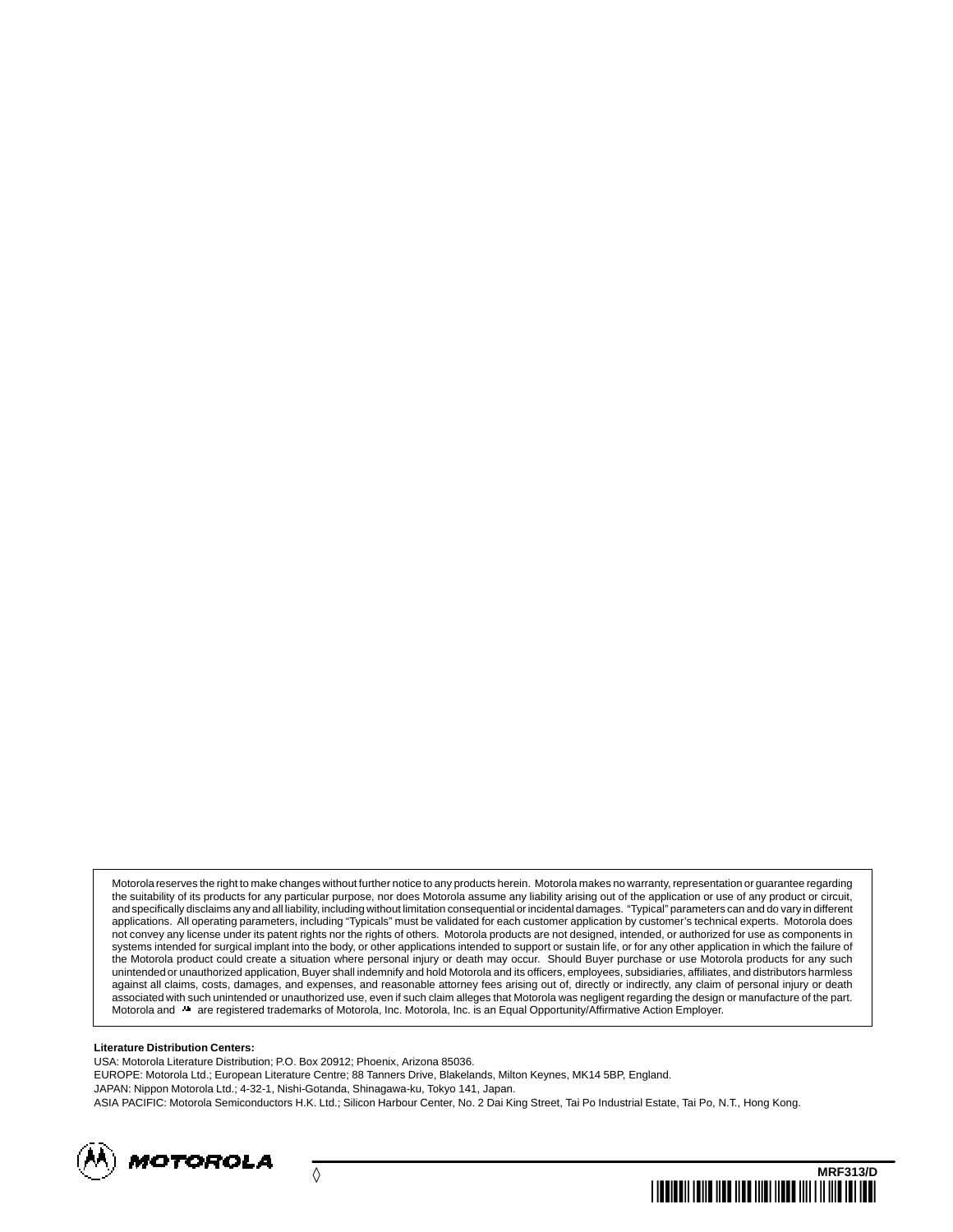Motorola reserves the right to make changes without further notice to any products herein. Motorola makes no warranty, representation or guarantee regarding the suitability of its products for any particular purpose, nor does Motorola assume any liability arising out of the application or use of any product or circuit, and specifically disclaims any and all liability, including without limitation consequential or incidental damages. "Typical" parameters can and do vary in different applications. All operating parameters, including "Typicals" must be validated for each customer application by customer's technical experts. Motorola does not convey any license under its patent rights nor the rights of others. Motorola products are not designed, intended, or authorized for use as components in systems intended for surgical implant into the body, or other applications intended to support or sustain life, or for any other application in which the failure of the Motorola product could create a situation where personal injury or death may occur. Should Buyer purchase or use Motorola products for any such unintended or unauthorized application, Buyer shall indemnify and hold Motorola and its officers, employees, subsidiaries, affiliates, and distributors harmless against all claims, costs, damages, and expenses, and reasonable attorney fees arising out of, directly or indirectly, any claim of personal injury or death associated with such unintended or unauthorized use, even if such claim alleges that Motorola was negligent regarding the design or manufacture of the part. Motorola and Ⓜ are registered trademarks of Motorola, Inc. Motorola, Inc. is an Equal Opportunity/Affirmative Action Employer.

**Literature Distribution Centers:**

USA: Motorola Literature Distribution; P.O. Box 20912; Phoenix, Arizona 85036.

EUROPE: Motorola Ltd.; European Literature Centre; 88 Tanners Drive, Blakelands, Milton Keynes, MK14 5BP, England.

JAPAN: Nippon Motorola Ltd.; 4-32-1, Nishi-Gotanda, Shinagawa-ku, Tokyo 141, Japan.

ASIA PACIFIC: Motorola Semiconductors H.K. Ltd.; Silicon Harbour Center, No. 2 Dai King Street, Tai Po Industrial Estate, Tai Po, N.T., Hong Kong.

MOTOROLA

◊

MRF313/D